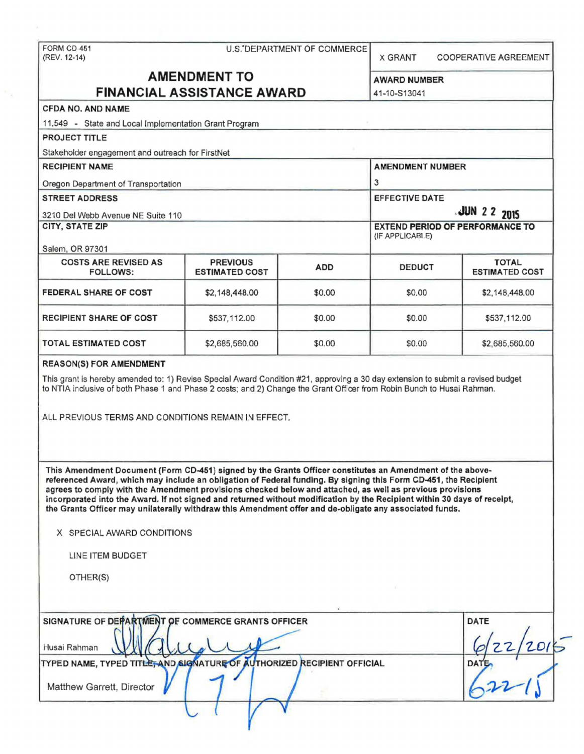FORM CD-451
(REV. 12-14)

U.S. DEPARTMENT OF COMMERCE

X GRANT  COOPERATIVE AGREEMENT

# AMENDMENT TO FINANCIAL ASSISTANCE AWARD

**AWARD NUMBER**
41-10-S13041

**CFDA NO. AND NAME**
11.549 - State and Local Implementation Grant Program

**PROJECT TITLE**
Stakeholder engagement and outreach for FirstNet

**RECIPIENT NAME**
Oregon Department of Transportation

**AMENDMENT NUMBER**
3

**STREET ADDRESS**
3210 Del Webb Avenue NE Suite 110

**EFFECTIVE DATE**
JUN 22 2015

**CITY, STATE ZIP**
Salem, OR 97301

**EXTEND PERIOD OF PERFORMANCE TO**
(IF APPLICABLE)

| COSTS ARE REVISED AS FOLLOWS: | PREVIOUS ESTIMATED COST | ADD | DEDUCT | TOTAL ESTIMATED COST |
|---|---|---|---|---|
| FEDERAL SHARE OF COST | $2,148,448.00 | $0.00 | $0.00 | $2,148,448.00 |
| RECIPIENT SHARE OF COST | $537,112.00 | $0.00 | $0.00 | $537,112.00 |
| TOTAL ESTIMATED COST | $2,685,560.00 | $0.00 | $0.00 | $2,685,560.00 |

**REASON(S) FOR AMENDMENT**

This grant is hereby amended to: 1) Revise Special Award Condition #21, approving a 30 day extension to submit a revised budget to NTIA inclusive of both Phase 1 and Phase 2 costs; and 2) Change the Grant Officer from Robin Bunch to Husai Rahman.

ALL PREVIOUS TERMS AND CONDITIONS REMAIN IN EFFECT.

**This Amendment Document (Form CD-451) signed by the Grants Officer constitutes an Amendment of the above-referenced Award, which may include an obligation of Federal funding. By signing this Form CD-451, the Recipient agrees to comply with the Amendment provisions checked below and attached, as well as previous provisions incorporated into the Award. If not signed and returned without modification by the Recipient within 30 days of receipt, the Grants Officer may unilaterally withdraw this Amendment offer and de-obligate any associated funds.**

X SPECIAL AWARD CONDITIONS

LINE ITEM BUDGET

OTHER(S)

**SIGNATURE OF DEPARTMENT OF COMMERCE GRANTS OFFICER**
Husai Rahman

**DATE**
6/22/2015

**TYPED NAME, TYPED TITLE, AND SIGNATURE OF AUTHORIZED RECIPIENT OFFICIAL**
Matthew Garrett, Director

**DATE**
6-22-15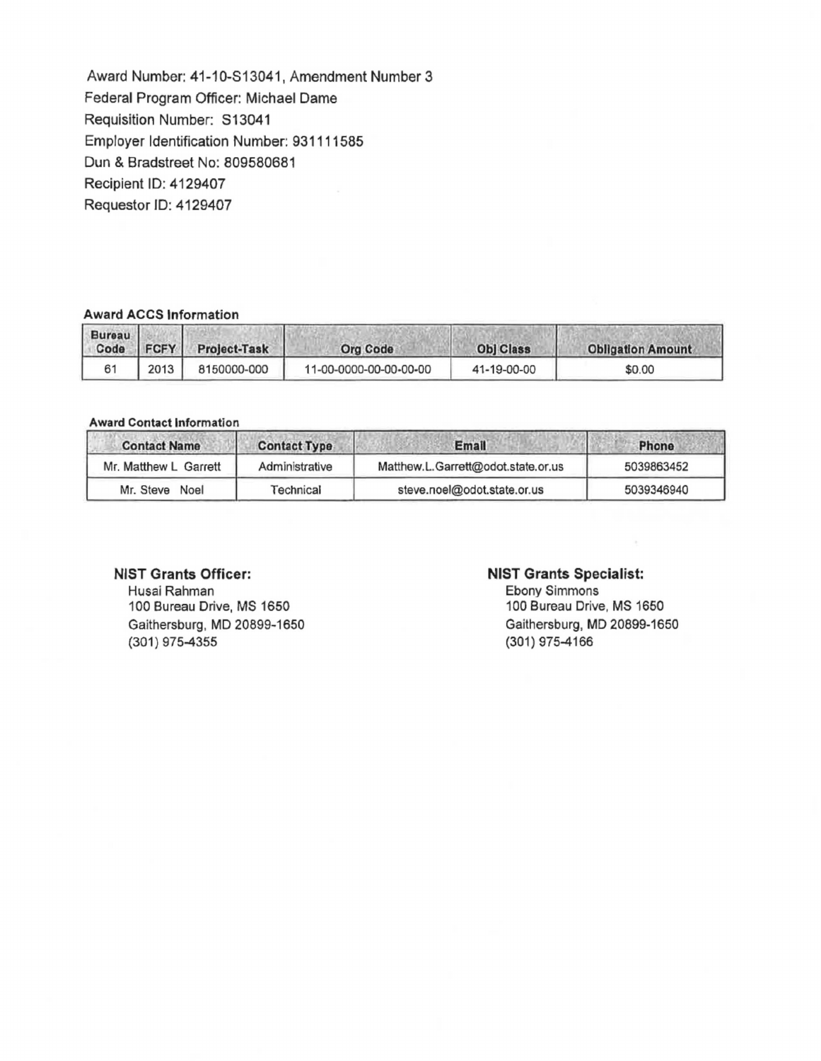Award Number: 41-10-S13041, Amendment Number 3
Federal Program Officer: Michael Dame
Requisition Number: S13041
Employer Identification Number: 931111585
Dun & Bradstreet No: 809580681
Recipient ID: 4129407
Requestor ID: 4129407

**Award ACCS Information**

| Bureau Code | FCFY | Project-Task | Org Code | Obj Class | Obligation Amount |
|---|---|---|---|---|---|
| 61 | 2013 | 8150000-000 | 11-00-0000-00-00-00-00 | 41-19-00-00 | $0.00 |

**Award Contact Information**

| Contact Name | Contact Type | Email | Phone |
|---|---|---|---|
| Mr. Matthew L Garrett | Administrative | Matthew.L.Garrett@odot.state.or.us | 5039863452 |
| Mr. Steve Noel | Technical | steve.noel@odot.state.or.us | 5039346940 |

**NIST Grants Officer:**
Husai Rahman
100 Bureau Drive, MS 1650
Gaithersburg, MD 20899-1650
(301) 975-4355

**NIST Grants Specialist:**
Ebony Simmons
100 Bureau Drive, MS 1650
Gaithersburg, MD 20899-1650
(301) 975-4166